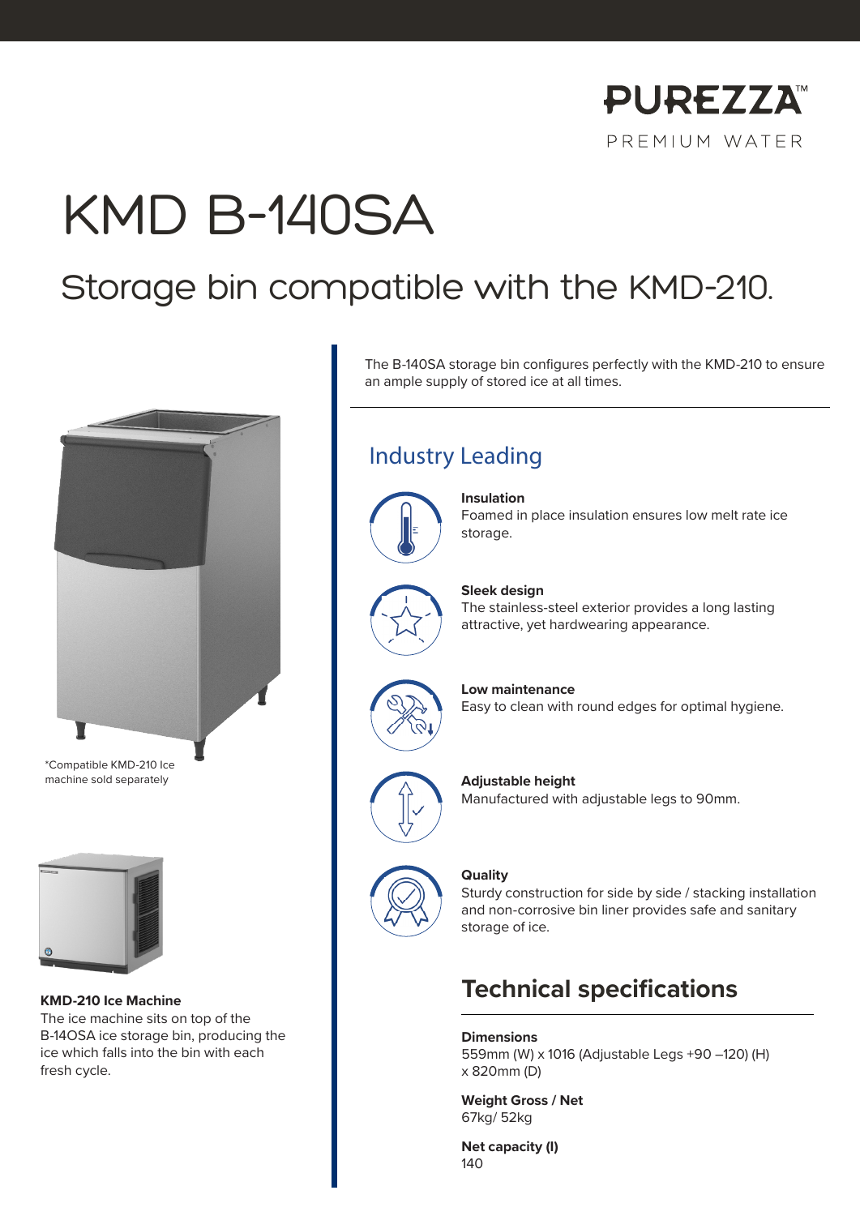PUREZZA™

PREMIUM WATER

# KMD B-140SA

## Storage bin compatible with the KMD-210.

The B-140SA storage bin configures perfectly with the KMD-210 to ensure an ample supply of stored ice at all times.

*Compatible KMD-210 Ice machine sold separately

**KMD-210 Ice Machine**
The ice machine sits on top of the B-14OSA ice storage bin, producing the ice which falls into the bin with each fresh cycle.

### Industry Leading

**Insulation**
Foamed in place insulation ensures low melt rate ice storage.

**Sleek design**
The stainless-steel exterior provides a long lasting attractive, yet hardwearing appearance.

**Low maintenance**
Easy to clean with round edges for optimal hygiene.

**Adjustable height**
Manufactured with adjustable legs to 90mm.

**Quality**
Sturdy construction for side by side / stacking installation and non-corrosive bin liner provides safe and sanitary storage of ice.

## Technical specifications

**Dimensions**
559mm (W) x 1016 (Adjustable Legs +90 –120) (H) x 820mm (D)

**Weight Gross / Net**
67kg/ 52kg

**Net capacity (l)**
140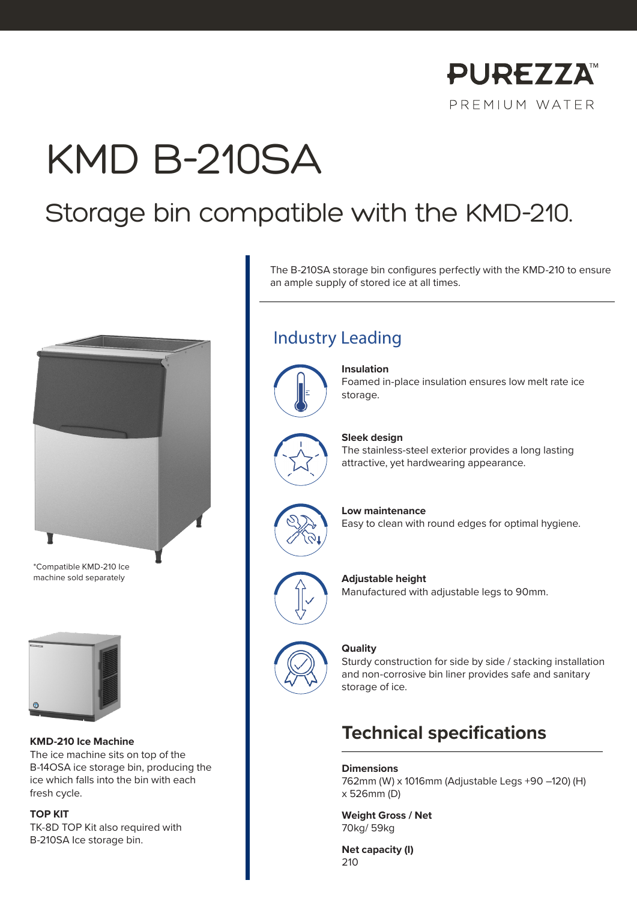PUREZZA™

PREMIUM WATER

# KMD B-210SA

## Storage bin compatible with the KMD-210.

*Compatible KMD-210 Ice machine sold separately

**KMD-210 Ice Machine**
The ice machine sits on top of the B-14OSA ice storage bin, producing the ice which falls into the bin with each fresh cycle.

**TOP KIT**
TK-8D TOP Kit also required with B-210SA Ice storage bin.

The B-210SA storage bin configures perfectly with the KMD-210 to ensure an ample supply of stored ice at all times.

## Industry Leading

**Insulation**
Foamed in-place insulation ensures low melt rate ice storage.

**Sleek design**
The stainless-steel exterior provides a long lasting attractive, yet hardwearing appearance.

**Low maintenance**
Easy to clean with round edges for optimal hygiene.

**Adjustable height**
Manufactured with adjustable legs to 90mm.

**Quality**
Sturdy construction for side by side / stacking installation and non-corrosive bin liner provides safe and sanitary storage of ice.

## Technical specifications

**Dimensions**
762mm (W) x 1016mm (Adjustable Legs +90 –120) (H) x 526mm (D)

**Weight Gross / Net**
70kg/ 59kg

**Net capacity (l)**
210